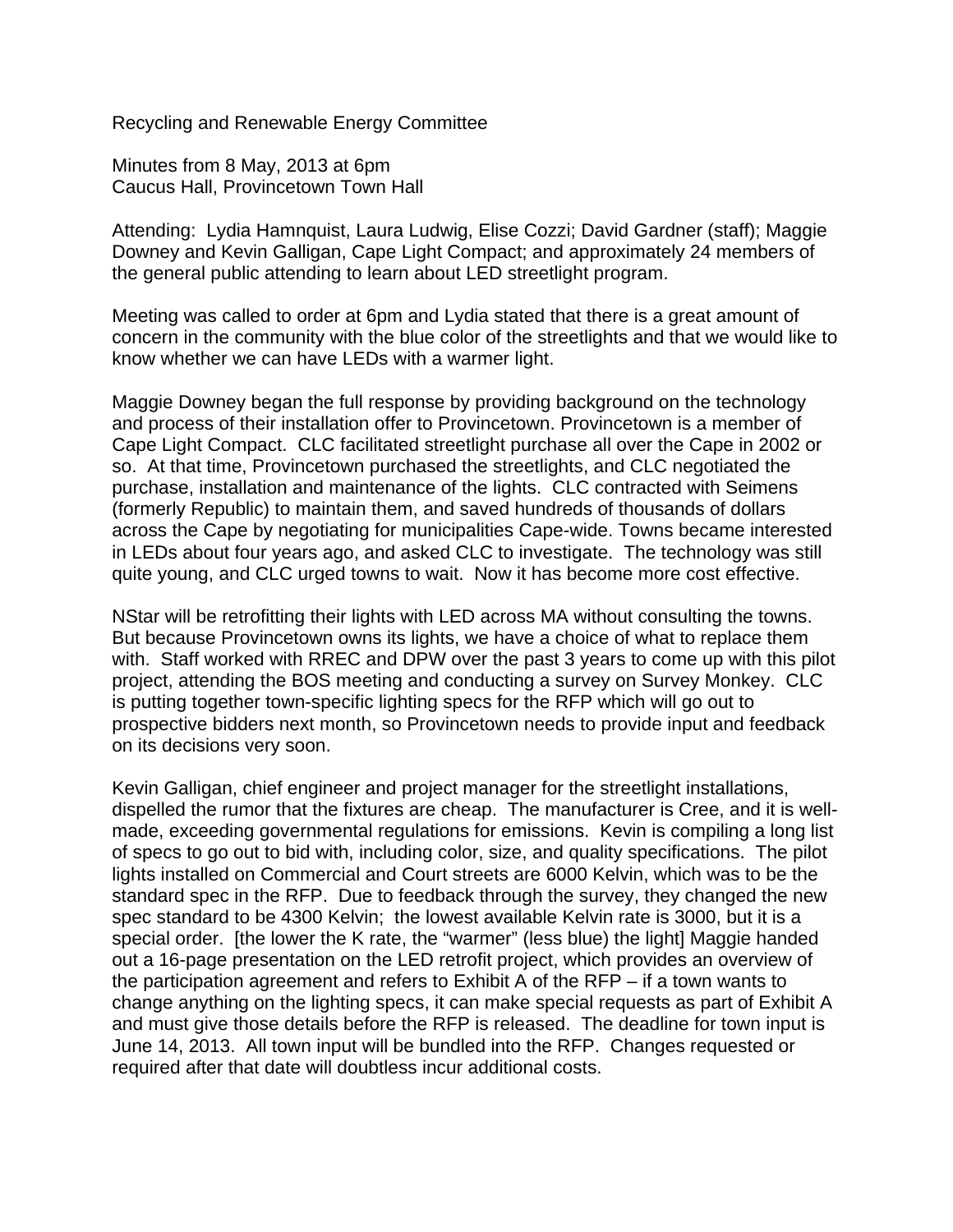Recycling and Renewable Energy Committee

Minutes from 8 May, 2013 at 6pm
Caucus Hall, Provincetown Town Hall

Attending: Lydia Hamnquist, Laura Ludwig, Elise Cozzi; David Gardner (staff); Maggie Downey and Kevin Galligan, Cape Light Compact; and approximately 24 members of the general public attending to learn about LED streetlight program.

Meeting was called to order at 6pm and Lydia stated that there is a great amount of concern in the community with the blue color of the streetlights and that we would like to know whether we can have LEDs with a warmer light.

Maggie Downey began the full response by providing background on the technology and process of their installation offer to Provincetown. Provincetown is a member of Cape Light Compact. CLC facilitated streetlight purchase all over the Cape in 2002 or so. At that time, Provincetown purchased the streetlights, and CLC negotiated the purchase, installation and maintenance of the lights. CLC contracted with Seimens (formerly Republic) to maintain them, and saved hundreds of thousands of dollars across the Cape by negotiating for municipalities Cape-wide. Towns became interested in LEDs about four years ago, and asked CLC to investigate. The technology was still quite young, and CLC urged towns to wait. Now it has become more cost effective.

NStar will be retrofitting their lights with LED across MA without consulting the towns. But because Provincetown owns its lights, we have a choice of what to replace them with. Staff worked with RREC and DPW over the past 3 years to come up with this pilot project, attending the BOS meeting and conducting a survey on Survey Monkey. CLC is putting together town-specific lighting specs for the RFP which will go out to prospective bidders next month, so Provincetown needs to provide input and feedback on its decisions very soon.

Kevin Galligan, chief engineer and project manager for the streetlight installations, dispelled the rumor that the fixtures are cheap. The manufacturer is Cree, and it is well-made, exceeding governmental regulations for emissions. Kevin is compiling a long list of specs to go out to bid with, including color, size, and quality specifications. The pilot lights installed on Commercial and Court streets are 6000 Kelvin, which was to be the standard spec in the RFP. Due to feedback through the survey, they changed the new spec standard to be 4300 Kelvin; the lowest available Kelvin rate is 3000, but it is a special order. [the lower the K rate, the "warmer" (less blue) the light] Maggie handed out a 16-page presentation on the LED retrofit project, which provides an overview of the participation agreement and refers to Exhibit A of the RFP – if a town wants to change anything on the lighting specs, it can make special requests as part of Exhibit A and must give those details before the RFP is released. The deadline for town input is June 14, 2013. All town input will be bundled into the RFP. Changes requested or required after that date will doubtless incur additional costs.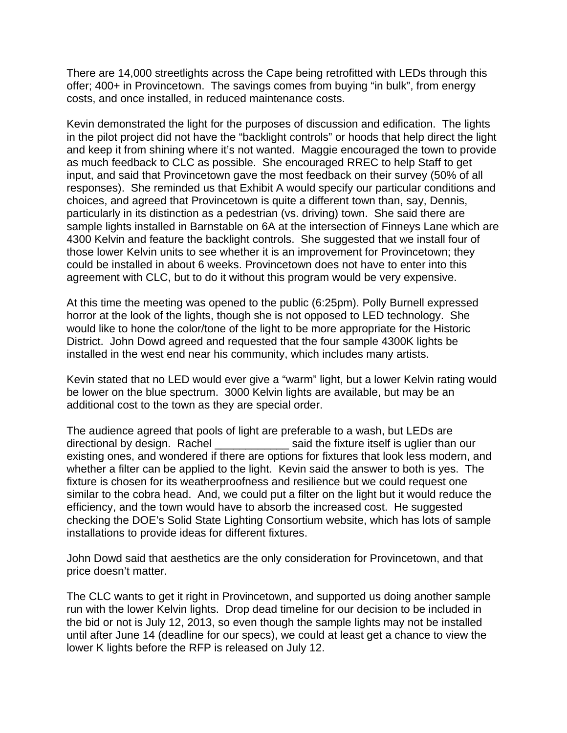There are 14,000 streetlights across the Cape being retrofitted with LEDs through this offer; 400+ in Provincetown. The savings comes from buying "in bulk", from energy costs, and once installed, in reduced maintenance costs.

Kevin demonstrated the light for the purposes of discussion and edification. The lights in the pilot project did not have the "backlight controls" or hoods that help direct the light and keep it from shining where it's not wanted. Maggie encouraged the town to provide as much feedback to CLC as possible. She encouraged RREC to help Staff to get input, and said that Provincetown gave the most feedback on their survey (50% of all responses). She reminded us that Exhibit A would specify our particular conditions and choices, and agreed that Provincetown is quite a different town than, say, Dennis, particularly in its distinction as a pedestrian (vs. driving) town. She said there are sample lights installed in Barnstable on 6A at the intersection of Finneys Lane which are 4300 Kelvin and feature the backlight controls. She suggested that we install four of those lower Kelvin units to see whether it is an improvement for Provincetown; they could be installed in about 6 weeks. Provincetown does not have to enter into this agreement with CLC, but to do it without this program would be very expensive.

At this time the meeting was opened to the public (6:25pm). Polly Burnell expressed horror at the look of the lights, though she is not opposed to LED technology. She would like to hone the color/tone of the light to be more appropriate for the Historic District. John Dowd agreed and requested that the four sample 4300K lights be installed in the west end near his community, which includes many artists.

Kevin stated that no LED would ever give a "warm" light, but a lower Kelvin rating would be lower on the blue spectrum. 3000 Kelvin lights are available, but may be an additional cost to the town as they are special order.

The audience agreed that pools of light are preferable to a wash, but LEDs are directional by design. Rachel ____________ said the fixture itself is uglier than our existing ones, and wondered if there are options for fixtures that look less modern, and whether a filter can be applied to the light. Kevin said the answer to both is yes. The fixture is chosen for its weatherproofness and resilience but we could request one similar to the cobra head. And, we could put a filter on the light but it would reduce the efficiency, and the town would have to absorb the increased cost. He suggested checking the DOE's Solid State Lighting Consortium website, which has lots of sample installations to provide ideas for different fixtures.

John Dowd said that aesthetics are the only consideration for Provincetown, and that price doesn't matter.

The CLC wants to get it right in Provincetown, and supported us doing another sample run with the lower Kelvin lights. Drop dead timeline for our decision to be included in the bid or not is July 12, 2013, so even though the sample lights may not be installed until after June 14 (deadline for our specs), we could at least get a chance to view the lower K lights before the RFP is released on July 12.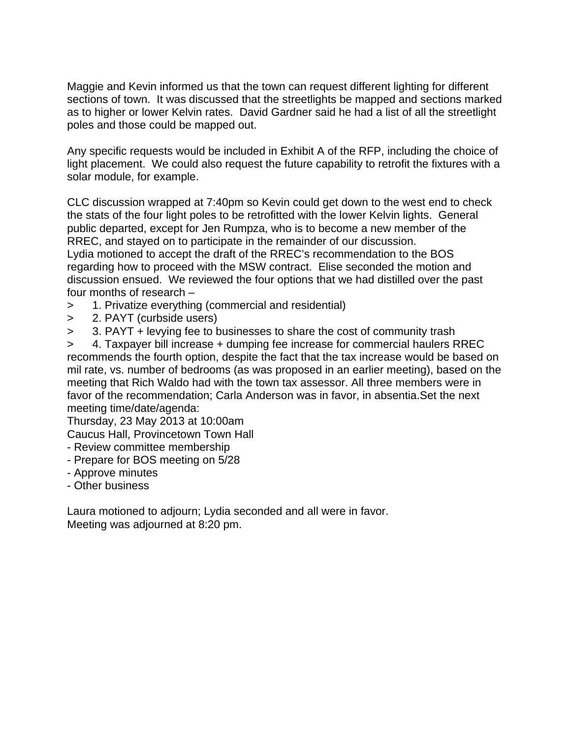Maggie and Kevin informed us that the town can request different lighting for different sections of town. It was discussed that the streetlights be mapped and sections marked as to higher or lower Kelvin rates. David Gardner said he had a list of all the streetlight poles and those could be mapped out.

Any specific requests would be included in Exhibit A of the RFP, including the choice of light placement. We could also request the future capability to retrofit the fixtures with a solar module, for example.

CLC discussion wrapped at 7:40pm so Kevin could get down to the west end to check the stats of the four light poles to be retrofitted with the lower Kelvin lights. General public departed, except for Jen Rumpza, who is to become a new member of the RREC, and stayed on to participate in the remainder of our discussion.
Lydia motioned to accept the draft of the RREC's recommendation to the BOS regarding how to proceed with the MSW contract. Elise seconded the motion and discussion ensued. We reviewed the four options that we had distilled over the past four months of research –

> 1. Privatize everything (commercial and residential)
> 2. PAYT (curbside users)
> 3. PAYT + levying fee to businesses to share the cost of community trash
> 4. Taxpayer bill increase + dumping fee increase for commercial haulers RREC recommends the fourth option, despite the fact that the tax increase would be based on mil rate, vs. number of bedrooms (as was proposed in an earlier meeting), based on the meeting that Rich Waldo had with the town tax assessor. All three members were in favor of the recommendation; Carla Anderson was in favor, in absentia.Set the next meeting time/date/agenda:

Thursday, 23 May 2013 at 10:00am
Caucus Hall, Provincetown Town Hall

- Review committee membership
- Prepare for BOS meeting on 5/28
- Approve minutes
- Other business

Laura motioned to adjourn; Lydia seconded and all were in favor.
Meeting was adjourned at 8:20 pm.